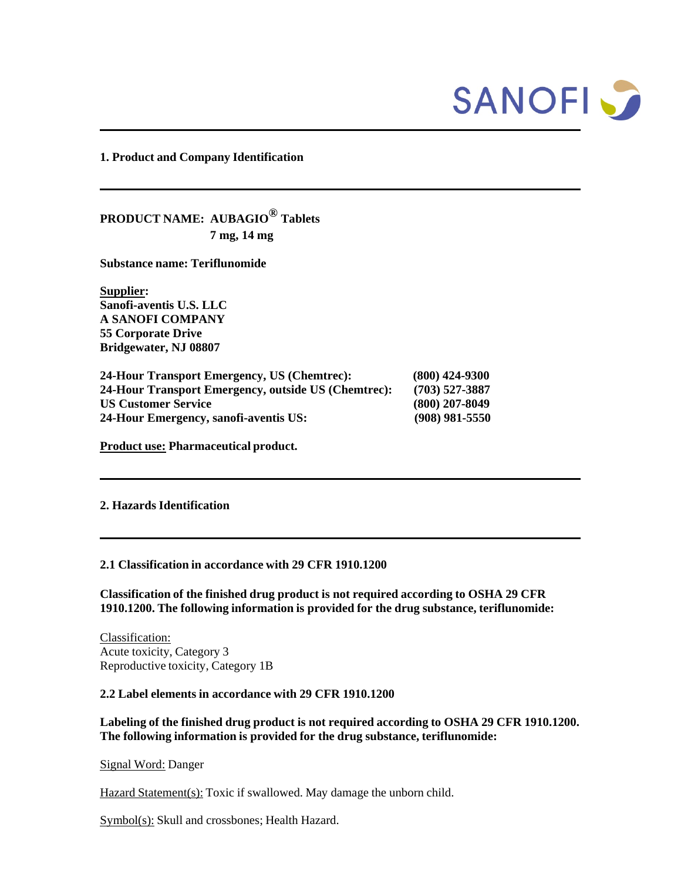SANOFI

## 1. Product and Company Identification

**PRODUCT NAME: AUBAGIO® Tablets**
**7 mg, 14 mg**

**Substance name: Teriflunomide**

**Supplier:**
**Sanofi-aventis U.S. LLC**
**A SANOFI COMPANY**
**55 Corporate Drive**
**Bridgewater, NJ 08807**

| | |
|---|---|
| **24-Hour Transport Emergency, US (Chemtrec):** | **(800) 424-9300** |
| **24-Hour Transport Emergency, outside US (Chemtrec):** | **(703) 527-3887** |
| **US Customer Service** | **(800) 207-8049** |
| **24-Hour Emergency, sanofi-aventis US:** | **(908) 981-5550** |

**Product use: Pharmaceutical product.**

## 2. Hazards Identification

### 2.1 Classification in accordance with 29 CFR 1910.1200

**Classification of the finished drug product is not required according to OSHA 29 CFR 1910.1200. The following information is provided for the drug substance, teriflunomide:**

Classification:
Acute toxicity, Category 3
Reproductive toxicity, Category 1B

### 2.2 Label elements in accordance with 29 CFR 1910.1200

**Labeling of the finished drug product is not required according to OSHA 29 CFR 1910.1200. The following information is provided for the drug substance, teriflunomide:**

Signal Word: Danger

Hazard Statement(s): Toxic if swallowed. May damage the unborn child.

Symbol(s): Skull and crossbones; Health Hazard.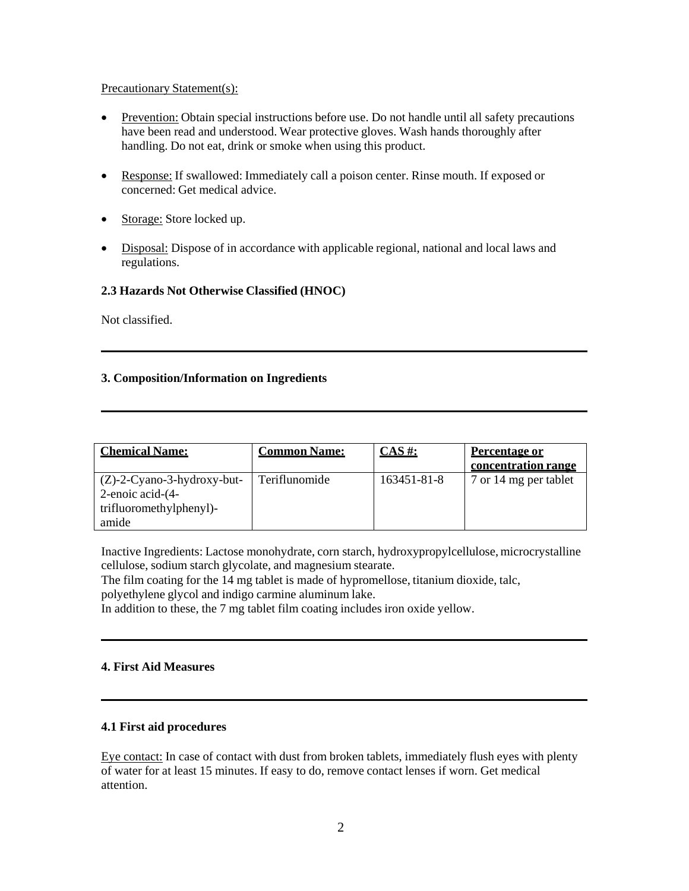Precautionary Statement(s):

- Prevention: Obtain special instructions before use. Do not handle until all safety precautions have been read and understood. Wear protective gloves. Wash hands thoroughly after handling. Do not eat, drink or smoke when using this product.
- Response: If swallowed: Immediately call a poison center. Rinse mouth. If exposed or concerned: Get medical advice.
- Storage: Store locked up.
- Disposal: Dispose of in accordance with applicable regional, national and local laws and regulations.

### 2.3 Hazards Not Otherwise Classified (HNOC)

Not classified.

## 3. Composition/Information on Ingredients

| Chemical Name: | Common Name: | CAS #: | Percentage or concentration range |
|---|---|---|---|
| (Z)-2-Cyano-3-hydroxy-but-2-enoic acid-(4-trifluoromethylphenyl)-amide | Teriflunomide | 163451-81-8 | 7 or 14 mg per tablet |

Inactive Ingredients: Lactose monohydrate, corn starch, hydroxypropylcellulose, microcrystalline cellulose, sodium starch glycolate, and magnesium stearate.
The film coating for the 14 mg tablet is made of hypromellose, titanium dioxide, talc, polyethylene glycol and indigo carmine aluminum lake.
In addition to these, the 7 mg tablet film coating includes iron oxide yellow.

## 4. First Aid Measures

### 4.1 First aid procedures

Eye contact: In case of contact with dust from broken tablets, immediately flush eyes with plenty of water for at least 15 minutes. If easy to do, remove contact lenses if worn. Get medical attention.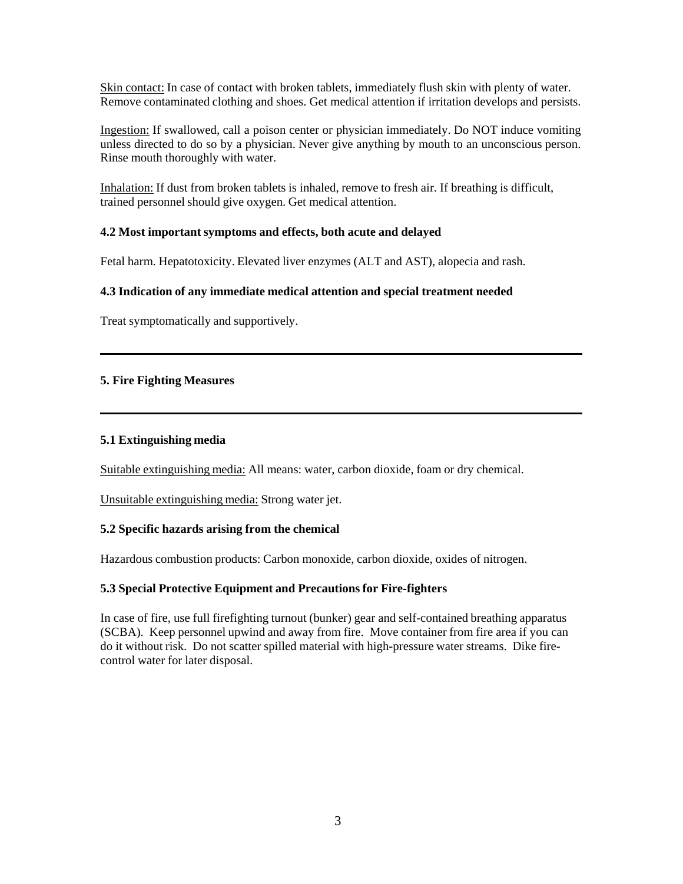Skin contact: In case of contact with broken tablets, immediately flush skin with plenty of water. Remove contaminated clothing and shoes. Get medical attention if irritation develops and persists.

Ingestion: If swallowed, call a poison center or physician immediately. Do NOT induce vomiting unless directed to do so by a physician. Never give anything by mouth to an unconscious person. Rinse mouth thoroughly with water.

Inhalation: If dust from broken tablets is inhaled, remove to fresh air. If breathing is difficult, trained personnel should give oxygen. Get medical attention.

**4.2 Most important symptoms and effects, both acute and delayed**

Fetal harm. Hepatotoxicity. Elevated liver enzymes (ALT and AST), alopecia and rash.

**4.3 Indication of any immediate medical attention and special treatment needed**

Treat symptomatically and supportively.

## 5. Fire Fighting Measures

**5.1 Extinguishing media**

Suitable extinguishing media: All means: water, carbon dioxide, foam or dry chemical.

Unsuitable extinguishing media: Strong water jet.

**5.2 Specific hazards arising from the chemical**

Hazardous combustion products: Carbon monoxide, carbon dioxide, oxides of nitrogen.

**5.3 Special Protective Equipment and Precautions for Fire-fighters**

In case of fire, use full firefighting turnout (bunker) gear and self-contained breathing apparatus (SCBA). Keep personnel upwind and away from fire. Move container from fire area if you can do it without risk. Do not scatter spilled material with high-pressure water streams. Dike fire-control water for later disposal.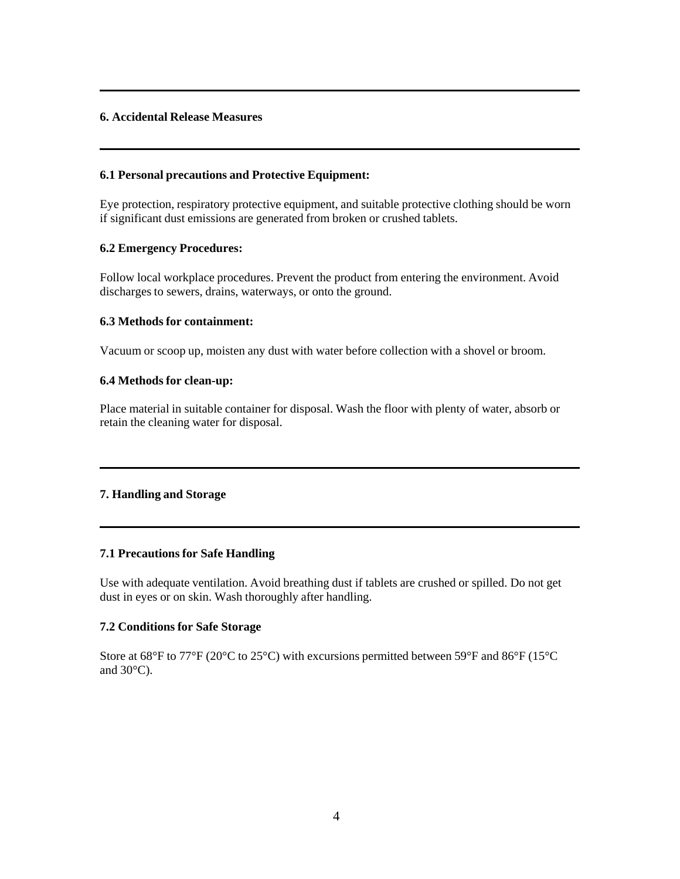## 6. Accidental Release Measures

### 6.1 Personal precautions and Protective Equipment:

Eye protection, respiratory protective equipment, and suitable protective clothing should be worn if significant dust emissions are generated from broken or crushed tablets.

### 6.2 Emergency Procedures:

Follow local workplace procedures. Prevent the product from entering the environment. Avoid discharges to sewers, drains, waterways, or onto the ground.

### 6.3 Methods for containment:

Vacuum or scoop up, moisten any dust with water before collection with a shovel or broom.

### 6.4 Methods for clean-up:

Place material in suitable container for disposal. Wash the floor with plenty of water, absorb or retain the cleaning water for disposal.

## 7. Handling and Storage

### 7.1 Precautions for Safe Handling

Use with adequate ventilation. Avoid breathing dust if tablets are crushed or spilled. Do not get dust in eyes or on skin. Wash thoroughly after handling.

### 7.2 Conditions for Safe Storage

Store at 68°F to 77°F (20°C to 25°C) with excursions permitted between 59°F and 86°F (15°C and 30°C).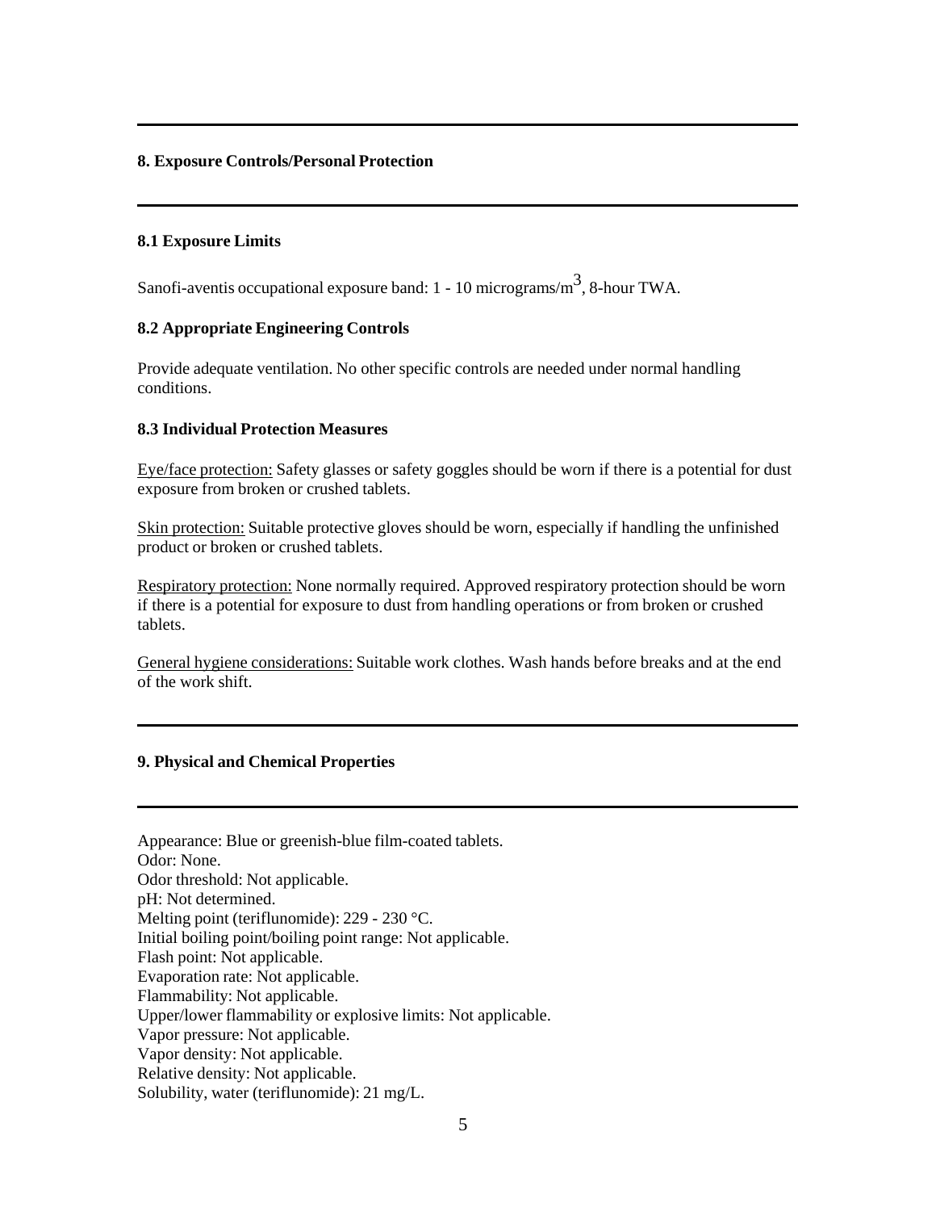## 8. Exposure Controls/Personal Protection

### 8.1 Exposure Limits

Sanofi-aventis occupational exposure band: 1 - 10 micrograms/$m^3$, 8-hour TWA.

### 8.2 Appropriate Engineering Controls

Provide adequate ventilation. No other specific controls are needed under normal handling conditions.

### 8.3 Individual Protection Measures

Eye/face protection: Safety glasses or safety goggles should be worn if there is a potential for dust exposure from broken or crushed tablets.

Skin protection: Suitable protective gloves should be worn, especially if handling the unfinished product or broken or crushed tablets.

Respiratory protection: None normally required. Approved respiratory protection should be worn if there is a potential for exposure to dust from handling operations or from broken or crushed tablets.

General hygiene considerations: Suitable work clothes. Wash hands before breaks and at the end of the work shift.

## 9. Physical and Chemical Properties

Appearance: Blue or greenish-blue film-coated tablets.
Odor: None.
Odor threshold: Not applicable.
pH: Not determined.
Melting point (teriflunomide): 229 - 230 °C.
Initial boiling point/boiling point range: Not applicable.
Flash point: Not applicable.
Evaporation rate: Not applicable.
Flammability: Not applicable.
Upper/lower flammability or explosive limits: Not applicable.
Vapor pressure: Not applicable.
Vapor density: Not applicable.
Relative density: Not applicable.
Solubility, water (teriflunomide): 21 mg/L.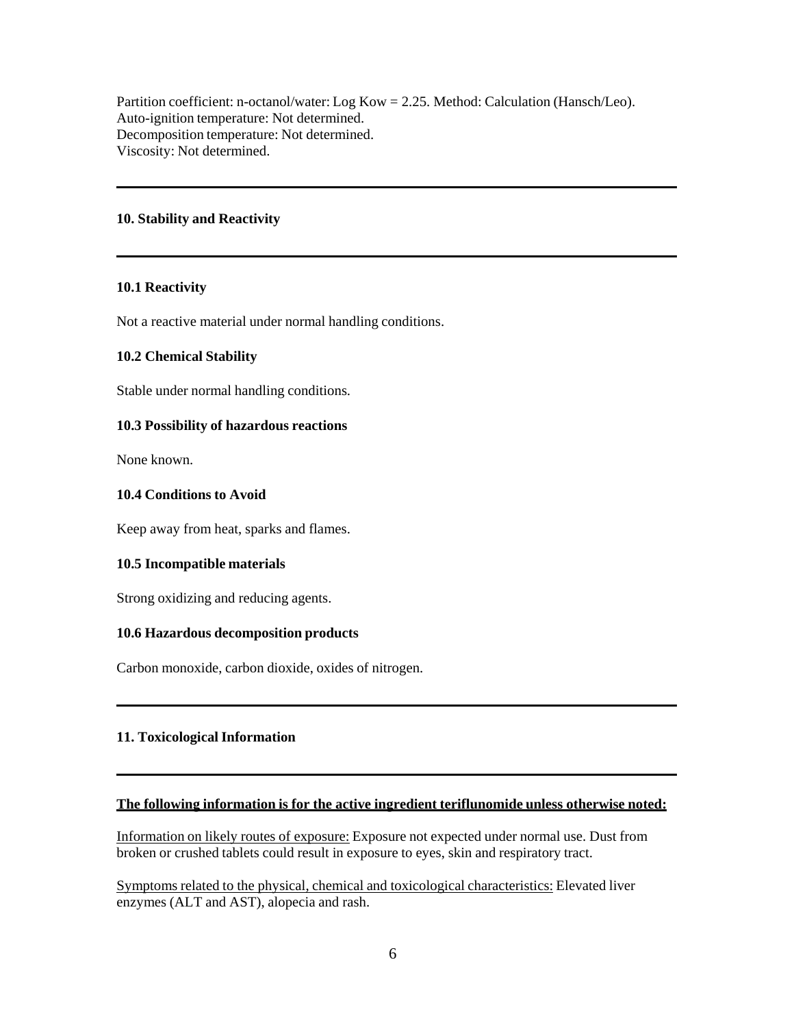Partition coefficient: n-octanol/water: Log Kow = 2.25. Method: Calculation (Hansch/Leo).
Auto-ignition temperature: Not determined.
Decomposition temperature: Not determined.
Viscosity: Not determined.

## 10. Stability and Reactivity

### 10.1 Reactivity

Not a reactive material under normal handling conditions.

### 10.2 Chemical Stability

Stable under normal handling conditions.

### 10.3 Possibility of hazardous reactions

None known.

### 10.4 Conditions to Avoid

Keep away from heat, sparks and flames.

### 10.5 Incompatible materials

Strong oxidizing and reducing agents.

### 10.6 Hazardous decomposition products

Carbon monoxide, carbon dioxide, oxides of nitrogen.

## 11. Toxicological Information

**The following information is for the active ingredient teriflunomide unless otherwise noted:**

Information on likely routes of exposure: Exposure not expected under normal use. Dust from broken or crushed tablets could result in exposure to eyes, skin and respiratory tract.

Symptoms related to the physical, chemical and toxicological characteristics: Elevated liver enzymes (ALT and AST), alopecia and rash.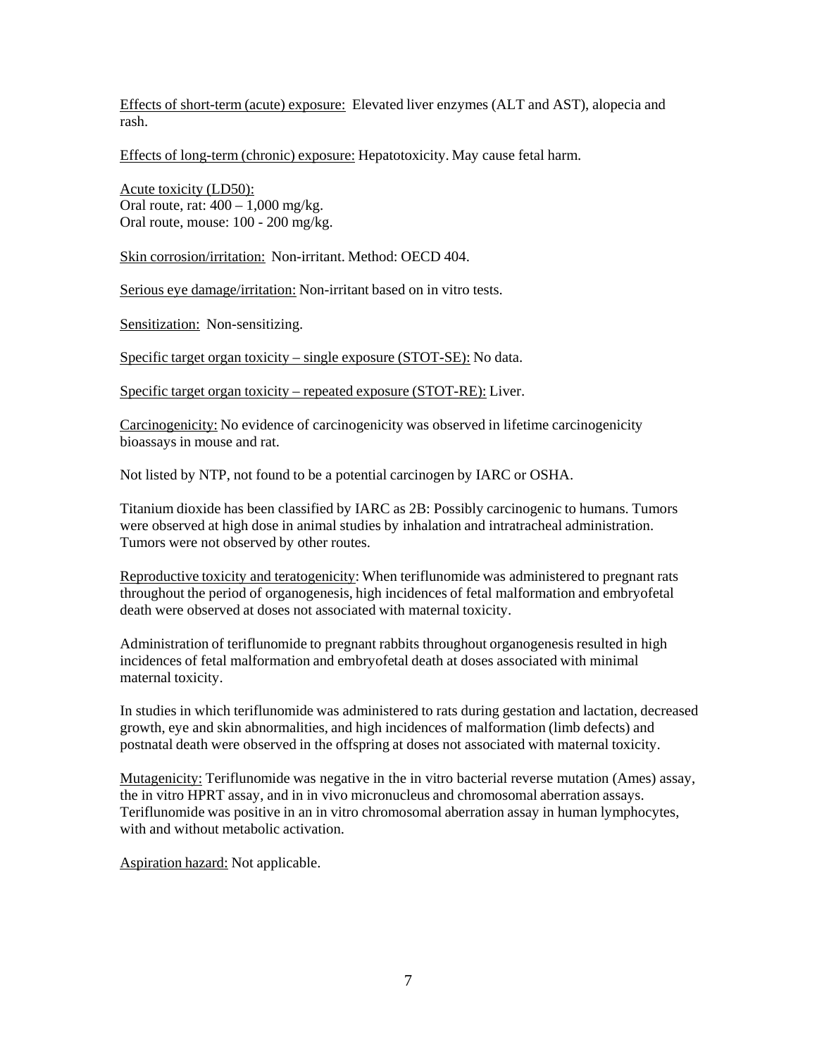Effects of short-term (acute) exposure: Elevated liver enzymes (ALT and AST), alopecia and rash.

Effects of long-term (chronic) exposure: Hepatotoxicity. May cause fetal harm.

Acute toxicity (LD50):
Oral route, rat: 400 – 1,000 mg/kg.
Oral route, mouse: 100 - 200 mg/kg.

Skin corrosion/irritation: Non-irritant. Method: OECD 404.

Serious eye damage/irritation: Non-irritant based on in vitro tests.

Sensitization: Non-sensitizing.

Specific target organ toxicity – single exposure (STOT-SE): No data.

Specific target organ toxicity – repeated exposure (STOT-RE): Liver.

Carcinogenicity: No evidence of carcinogenicity was observed in lifetime carcinogenicity bioassays in mouse and rat.

Not listed by NTP, not found to be a potential carcinogen by IARC or OSHA.

Titanium dioxide has been classified by IARC as 2B: Possibly carcinogenic to humans. Tumors were observed at high dose in animal studies by inhalation and intratracheal administration. Tumors were not observed by other routes.

Reproductive toxicity and teratogenicity: When teriflunomide was administered to pregnant rats throughout the period of organogenesis, high incidences of fetal malformation and embryofetal death were observed at doses not associated with maternal toxicity.

Administration of teriflunomide to pregnant rabbits throughout organogenesis resulted in high incidences of fetal malformation and embryofetal death at doses associated with minimal maternal toxicity.

In studies in which teriflunomide was administered to rats during gestation and lactation, decreased growth, eye and skin abnormalities, and high incidences of malformation (limb defects) and postnatal death were observed in the offspring at doses not associated with maternal toxicity.

Mutagenicity: Teriflunomide was negative in the in vitro bacterial reverse mutation (Ames) assay, the in vitro HPRT assay, and in in vivo micronucleus and chromosomal aberration assays. Teriflunomide was positive in an in vitro chromosomal aberration assay in human lymphocytes, with and without metabolic activation.

Aspiration hazard: Not applicable.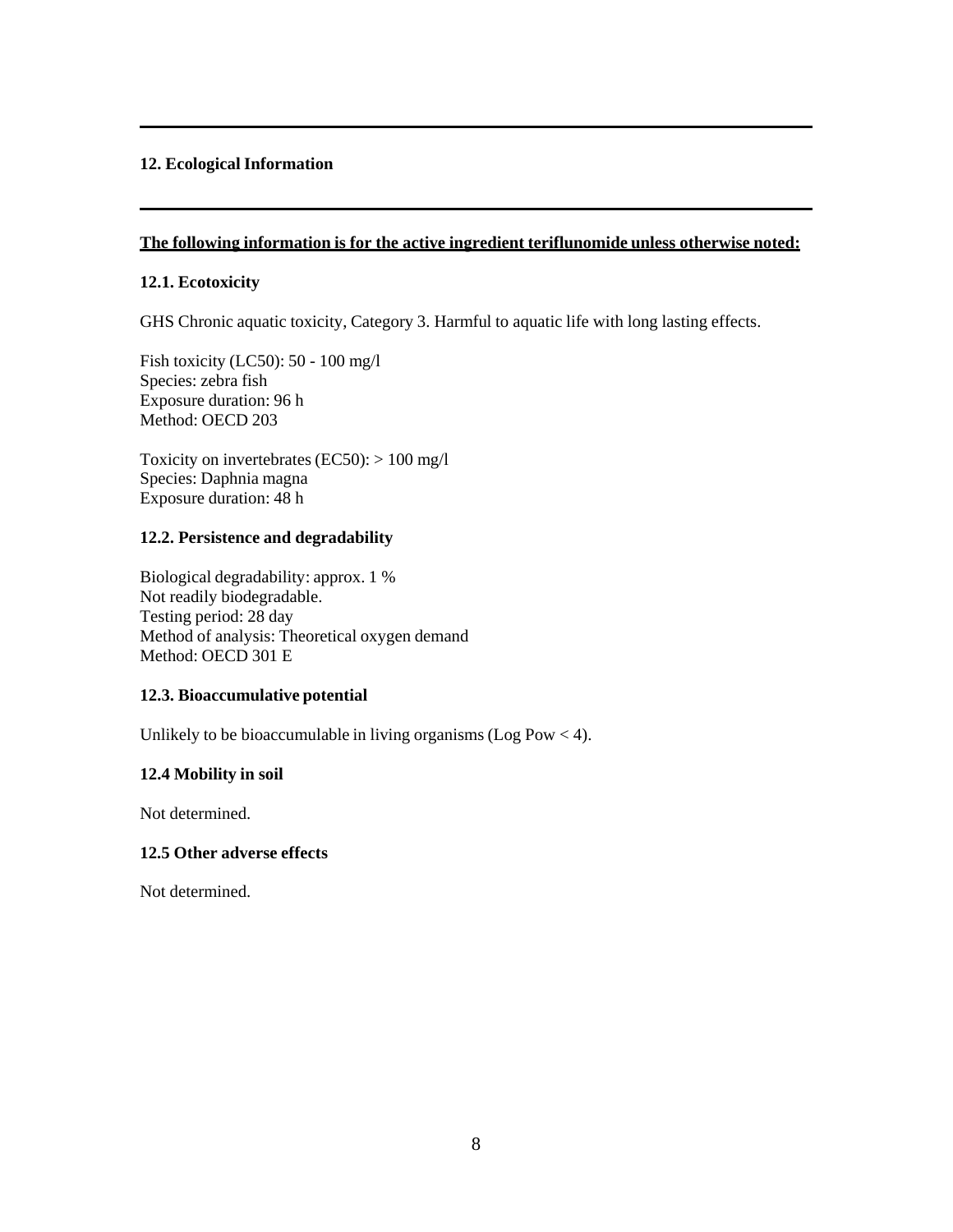## 12. Ecological Information

**<u>The following information is for the active ingredient teriflunomide unless otherwise noted:</u>**

### 12.1. Ecotoxicity

GHS Chronic aquatic toxicity, Category 3. Harmful to aquatic life with long lasting effects.

Fish toxicity (LC50): 50 - 100 mg/l
Species: zebra fish
Exposure duration: 96 h
Method: OECD 203

Toxicity on invertebrates (EC50): > 100 mg/l
Species: Daphnia magna
Exposure duration: 48 h

### 12.2. Persistence and degradability

Biological degradability: approx. 1 %
Not readily biodegradable.
Testing period: 28 day
Method of analysis: Theoretical oxygen demand
Method: OECD 301 E

### 12.3. Bioaccumulative potential

Unlikely to be bioaccumulable in living organisms (Log Pow < 4).

### 12.4 Mobility in soil

Not determined.

### 12.5 Other adverse effects

Not determined.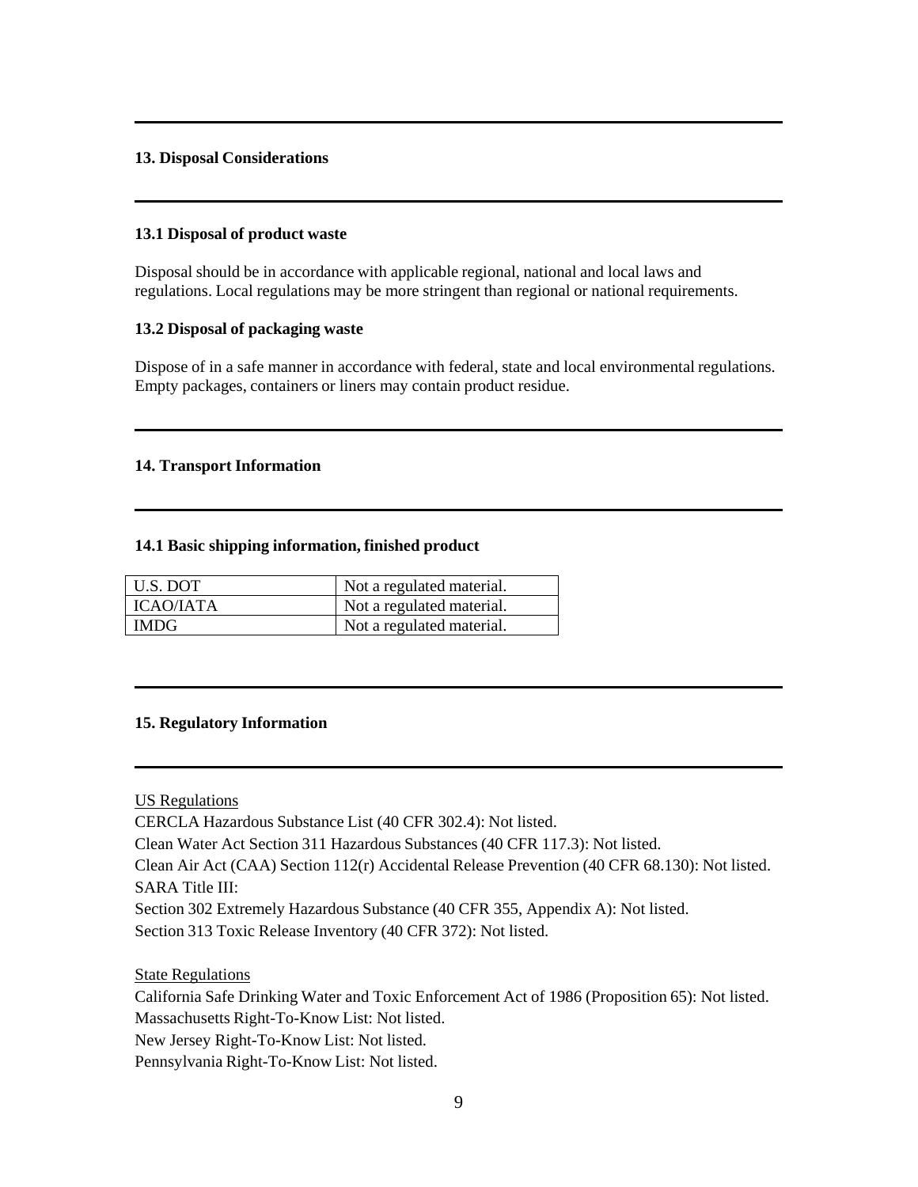## 13. Disposal Considerations

### 13.1 Disposal of product waste

Disposal should be in accordance with applicable regional, national and local laws and regulations. Local regulations may be more stringent than regional or national requirements.

### 13.2 Disposal of packaging waste

Dispose of in a safe manner in accordance with federal, state and local environmental regulations. Empty packages, containers or liners may contain product residue.

## 14. Transport Information

### 14.1 Basic shipping information, finished product

| | |
|---|---|
| U.S. DOT | Not a regulated material. |
| ICAO/IATA | Not a regulated material. |
| IMDG | Not a regulated material. |

## 15. Regulatory Information

US Regulations

CERCLA Hazardous Substance List (40 CFR 302.4): Not listed.
Clean Water Act Section 311 Hazardous Substances (40 CFR 117.3): Not listed.
Clean Air Act (CAA) Section 112(r) Accidental Release Prevention (40 CFR 68.130): Not listed.
SARA Title III:
Section 302 Extremely Hazardous Substance (40 CFR 355, Appendix A): Not listed.
Section 313 Toxic Release Inventory (40 CFR 372): Not listed.

State Regulations

California Safe Drinking Water and Toxic Enforcement Act of 1986 (Proposition 65): Not listed.
Massachusetts Right-To-Know List: Not listed.
New Jersey Right-To-Know List: Not listed.
Pennsylvania Right-To-Know List: Not listed.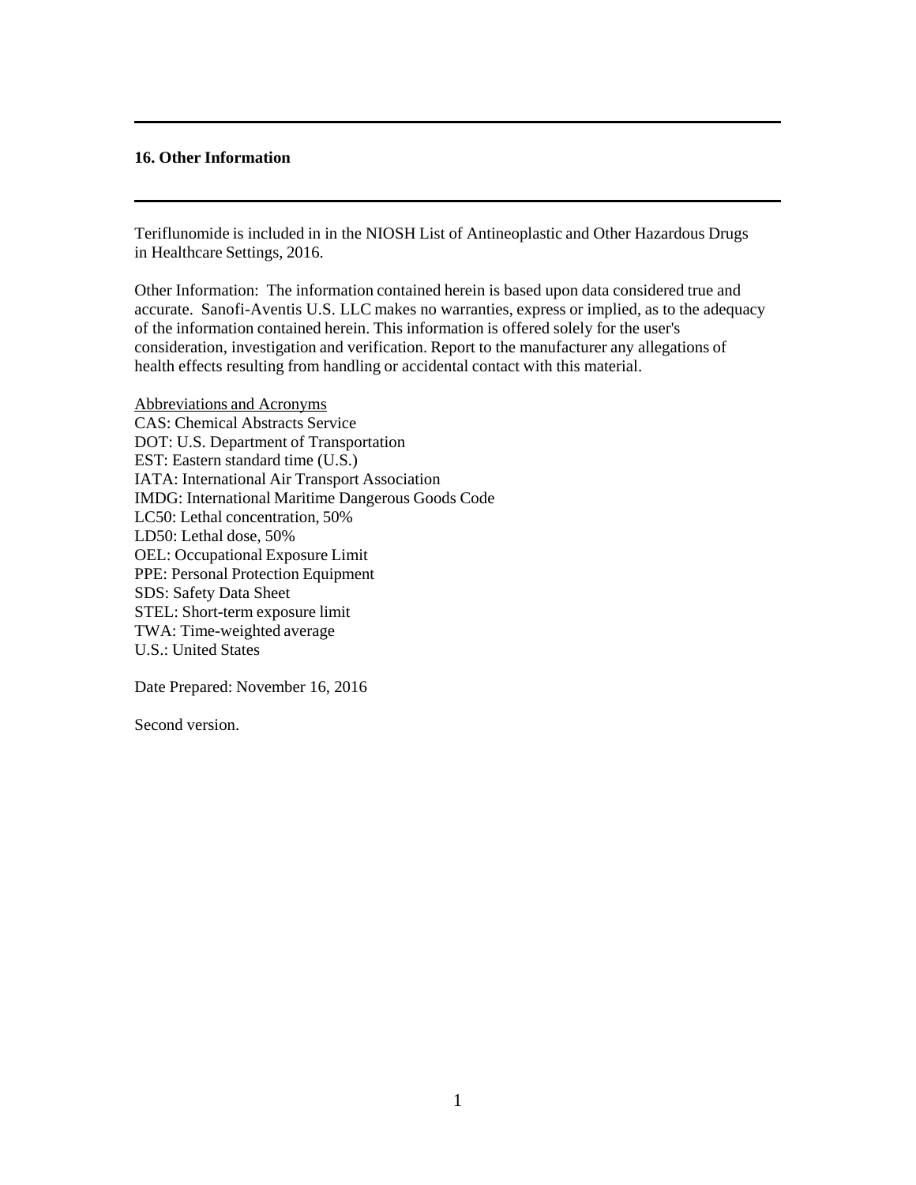## 16. Other Information

Teriflunomide is included in in the NIOSH List of Antineoplastic and Other Hazardous Drugs in Healthcare Settings, 2016.

Other Information: The information contained herein is based upon data considered true and accurate. Sanofi-Aventis U.S. LLC makes no warranties, express or implied, as to the adequacy of the information contained herein. This information is offered solely for the user's consideration, investigation and verification. Report to the manufacturer any allegations of health effects resulting from handling or accidental contact with this material.

Abbreviations and Acronyms
CAS: Chemical Abstracts Service
DOT: U.S. Department of Transportation
EST: Eastern standard time (U.S.)
IATA: International Air Transport Association
IMDG: International Maritime Dangerous Goods Code
LC50: Lethal concentration, 50%
LD50: Lethal dose, 50%
OEL: Occupational Exposure Limit
PPE: Personal Protection Equipment
SDS: Safety Data Sheet
STEL: Short-term exposure limit
TWA: Time-weighted average
U.S.: United States

Date Prepared: November 16, 2016

Second version.